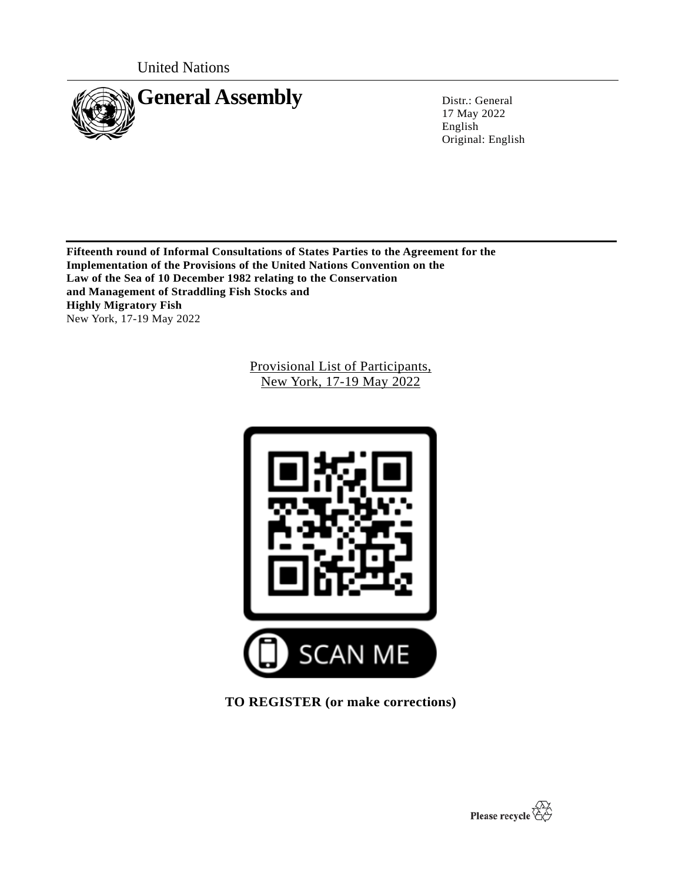United Nations

# General Assembly

Distr.: General
17 May 2022
English
Original: English

**Fifteenth round of Informal Consultations of States Parties to the Agreement for the Implementation of the Provisions of the United Nations Convention on the Law of the Sea of 10 December 1982 relating to the Conservation and Management of Straddling Fish Stocks and Highly Migratory Fish**
New York, 17-19 May 2022

Provisional List of Participants,
New York, 17-19 May 2022

SCAN ME

**TO REGISTER (or make corrections)**

Please recycle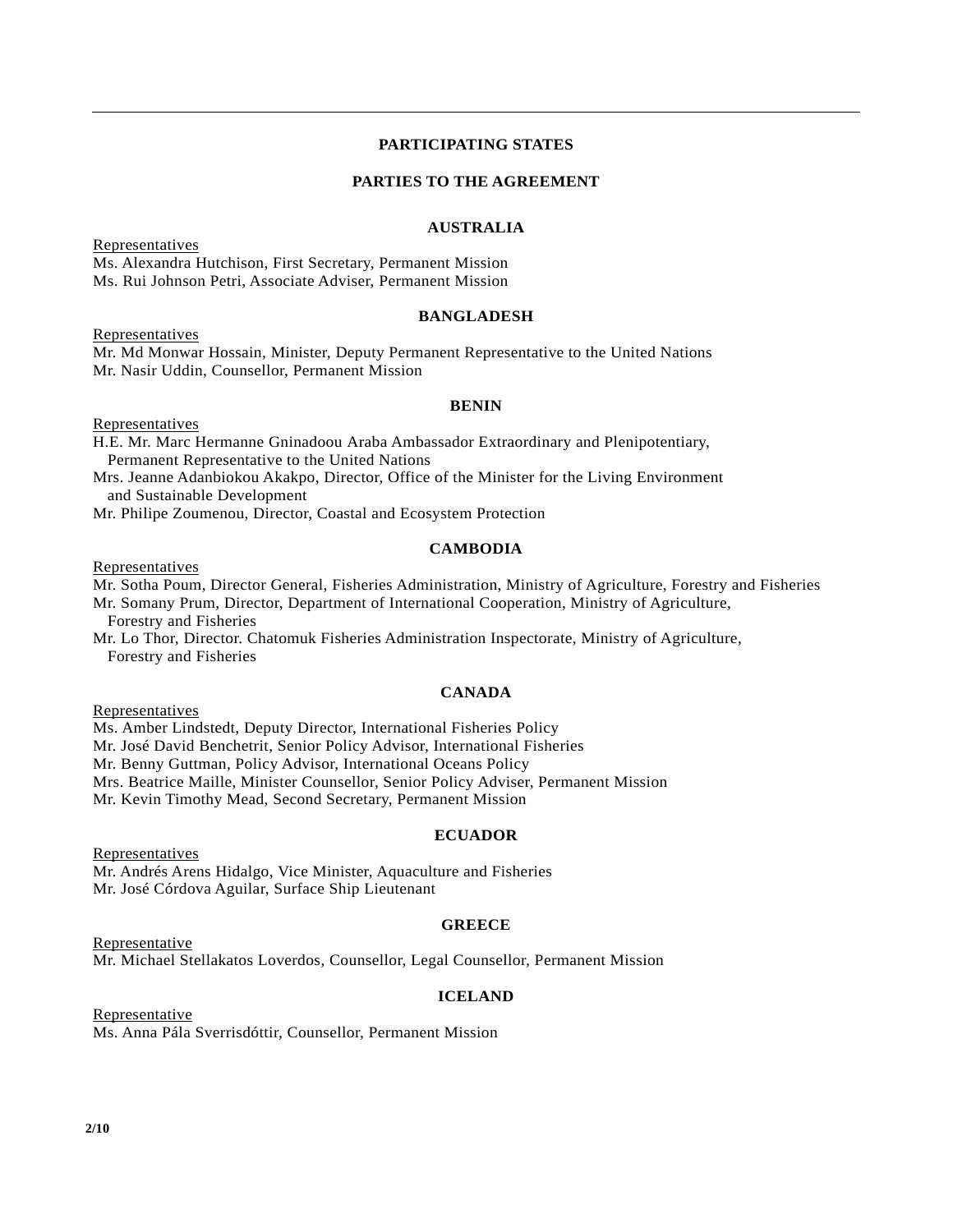## PARTICIPATING STATES

## PARTIES TO THE AGREEMENT

### AUSTRALIA

Representatives

Ms. Alexandra Hutchison, First Secretary, Permanent Mission
Ms. Rui Johnson Petri, Associate Adviser, Permanent Mission

### BANGLADESH

Representatives

Mr. Md Monwar Hossain, Minister, Deputy Permanent Representative to the United Nations
Mr. Nasir Uddin, Counsellor, Permanent Mission

### BENIN

Representatives

H.E. Mr. Marc Hermanne Gninadoou Araba Ambassador Extraordinary and Plenipotentiary, Permanent Representative to the United Nations
Mrs. Jeanne Adanbiokou Akakpo, Director, Office of the Minister for the Living Environment and Sustainable Development
Mr. Philipe Zoumenou, Director, Coastal and Ecosystem Protection

### CAMBODIA

Representatives

Mr. Sotha Poum, Director General, Fisheries Administration, Ministry of Agriculture, Forestry and Fisheries
Mr. Somany Prum, Director, Department of International Cooperation, Ministry of Agriculture, Forestry and Fisheries
Mr. Lo Thor, Director. Chatomuk Fisheries Administration Inspectorate, Ministry of Agriculture, Forestry and Fisheries

### CANADA

Representatives

Ms. Amber Lindstedt, Deputy Director, International Fisheries Policy
Mr. José David Benchetrit, Senior Policy Advisor, International Fisheries
Mr. Benny Guttman, Policy Advisor, International Oceans Policy
Mrs. Beatrice Maille, Minister Counsellor, Senior Policy Adviser, Permanent Mission
Mr. Kevin Timothy Mead, Second Secretary, Permanent Mission

### ECUADOR

Representatives

Mr. Andrés Arens Hidalgo, Vice Minister, Aquaculture and Fisheries
Mr. José Córdova Aguilar, Surface Ship Lieutenant

### GREECE

Representative

Mr. Michael Stellakatos Loverdos, Counsellor, Legal Counsellor, Permanent Mission

### ICELAND

Representative

Ms. Anna Pála Sverrisdóttir, Counsellor, Permanent Mission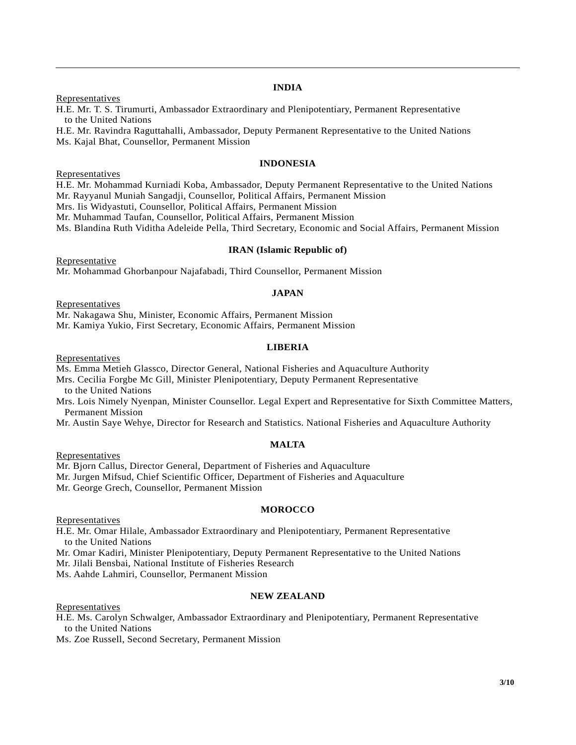## INDIA

Representatives

H.E. Mr. T. S. Tirumurti, Ambassador Extraordinary and Plenipotentiary, Permanent Representative to the United Nations

H.E. Mr. Ravindra Raguttahalli, Ambassador, Deputy Permanent Representative to the United Nations

Ms. Kajal Bhat, Counsellor, Permanent Mission

## INDONESIA

Representatives

H.E. Mr. Mohammad Kurniadi Koba, Ambassador, Deputy Permanent Representative to the United Nations

Mr. Rayyanul Muniah Sangadji, Counsellor, Political Affairs, Permanent Mission

Mrs. Iis Widyastuti, Counsellor, Political Affairs, Permanent Mission

Mr. Muhammad Taufan, Counsellor, Political Affairs, Permanent Mission

Ms. Blandina Ruth Viditha Adeleide Pella, Third Secretary, Economic and Social Affairs, Permanent Mission

## IRAN (Islamic Republic of)

Representative

Mr. Mohammad Ghorbanpour Najafabadi, Third Counsellor, Permanent Mission

## JAPAN

Representatives

Mr. Nakagawa Shu, Minister, Economic Affairs, Permanent Mission

Mr. Kamiya Yukio, First Secretary, Economic Affairs, Permanent Mission

## LIBERIA

Representatives

Ms. Emma Metieh Glassco, Director General, National Fisheries and Aquaculture Authority

Mrs. Cecilia Forgbe Mc Gill, Minister Plenipotentiary, Deputy Permanent Representative to the United Nations

Mrs. Lois Nimely Nyenpan, Minister Counsellor. Legal Expert and Representative for Sixth Committee Matters, Permanent Mission

Mr. Austin Saye Wehye, Director for Research and Statistics. National Fisheries and Aquaculture Authority

## MALTA

Representatives

Mr. Bjorn Callus, Director General, Department of Fisheries and Aquaculture

Mr. Jurgen Mifsud, Chief Scientific Officer, Department of Fisheries and Aquaculture

Mr. George Grech, Counsellor, Permanent Mission

## MOROCCO

Representatives

H.E. Mr. Omar Hilale, Ambassador Extraordinary and Plenipotentiary, Permanent Representative to the United Nations

Mr. Omar Kadiri, Minister Plenipotentiary, Deputy Permanent Representative to the United Nations

Mr. Jilali Bensbai, National Institute of Fisheries Research

Ms. Aahde Lahmiri, Counsellor, Permanent Mission

## NEW ZEALAND

Representatives

H.E. Ms. Carolyn Schwalger, Ambassador Extraordinary and Plenipotentiary, Permanent Representative to the United Nations

Ms. Zoe Russell, Second Secretary, Permanent Mission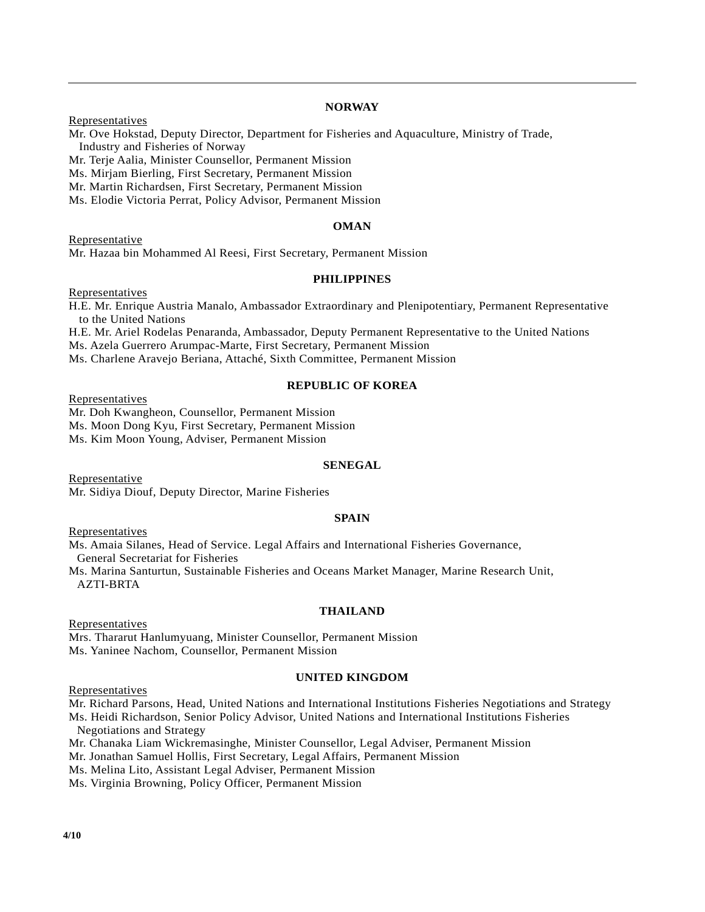**NORWAY**

Representatives

Mr. Ove Hokstad, Deputy Director, Department for Fisheries and Aquaculture, Ministry of Trade, Industry and Fisheries of Norway

Mr. Terje Aalia, Minister Counsellor, Permanent Mission

Ms. Mirjam Bierling, First Secretary, Permanent Mission

Mr. Martin Richardsen, First Secretary, Permanent Mission

Ms. Elodie Victoria Perrat, Policy Advisor, Permanent Mission

**OMAN**

Representative

Mr. Hazaa bin Mohammed Al Reesi, First Secretary, Permanent Mission

**PHILIPPINES**

Representatives

H.E. Mr. Enrique Austria Manalo, Ambassador Extraordinary and Plenipotentiary, Permanent Representative to the United Nations

H.E. Mr. Ariel Rodelas Penaranda, Ambassador, Deputy Permanent Representative to the United Nations

Ms. Azela Guerrero Arumpac-Marte, First Secretary, Permanent Mission

Ms. Charlene Aravejo Beriana, Attaché, Sixth Committee, Permanent Mission

**REPUBLIC OF KOREA**

Representatives

Mr. Doh Kwangheon, Counsellor, Permanent Mission

Ms. Moon Dong Kyu, First Secretary, Permanent Mission

Ms. Kim Moon Young, Adviser, Permanent Mission

**SENEGAL**

Representative

Mr. Sidiya Diouf, Deputy Director, Marine Fisheries

**SPAIN**

Representatives

Ms. Amaia Silanes, Head of Service. Legal Affairs and International Fisheries Governance, General Secretariat for Fisheries

Ms. Marina Santurtun, Sustainable Fisheries and Oceans Market Manager, Marine Research Unit, AZTI-BRTA

**THAILAND**

Representatives

Mrs. Thararut Hanlumyuang, Minister Counsellor, Permanent Mission

Ms. Yaninee Nachom, Counsellor, Permanent Mission

**UNITED KINGDOM**

Representatives

Mr. Richard Parsons, Head, United Nations and International Institutions Fisheries Negotiations and Strategy

Ms. Heidi Richardson, Senior Policy Advisor, United Nations and International Institutions Fisheries Negotiations and Strategy

Mr. Chanaka Liam Wickremasinghe, Minister Counsellor, Legal Adviser, Permanent Mission

Mr. Jonathan Samuel Hollis, First Secretary, Legal Affairs, Permanent Mission

Ms. Melina Lito, Assistant Legal Adviser, Permanent Mission

Ms. Virginia Browning, Policy Officer, Permanent Mission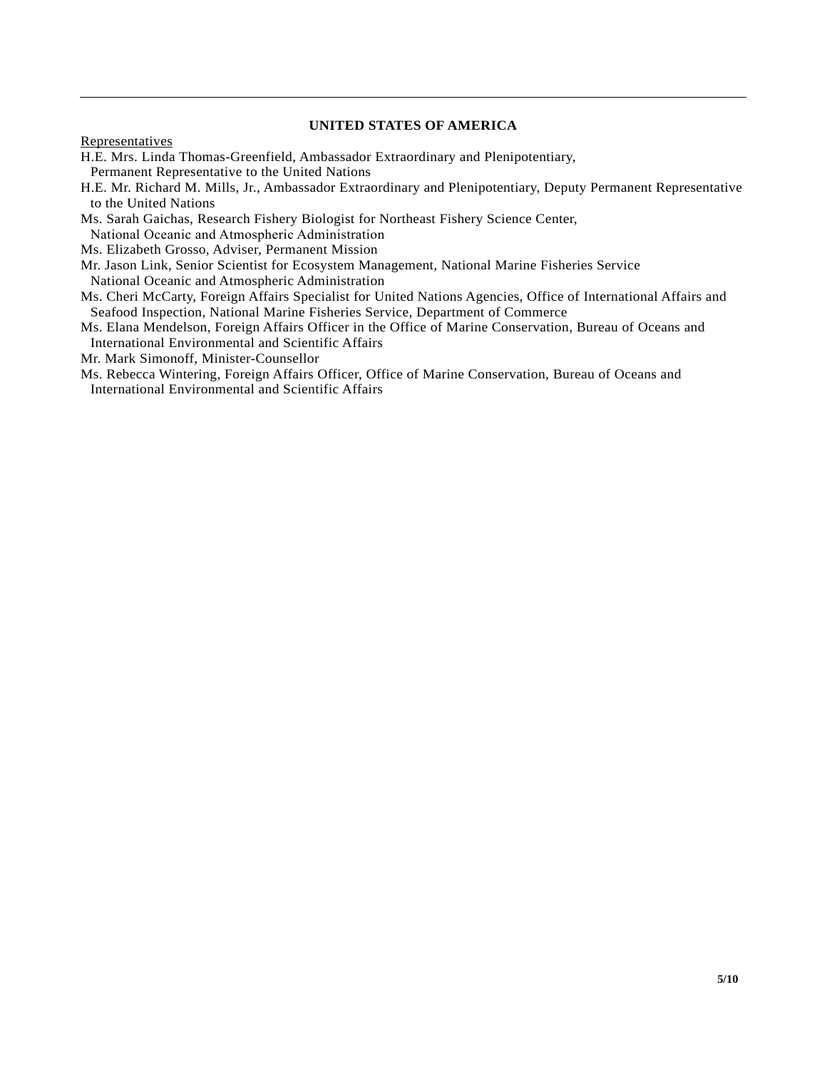## UNITED STATES OF AMERICA

Representatives

H.E. Mrs. Linda Thomas-Greenfield, Ambassador Extraordinary and Plenipotentiary, Permanent Representative to the United Nations

H.E. Mr. Richard M. Mills, Jr., Ambassador Extraordinary and Plenipotentiary, Deputy Permanent Representative to the United Nations

Ms. Sarah Gaichas, Research Fishery Biologist for Northeast Fishery Science Center, National Oceanic and Atmospheric Administration

Ms. Elizabeth Grosso, Adviser, Permanent Mission

Mr. Jason Link, Senior Scientist for Ecosystem Management, National Marine Fisheries Service National Oceanic and Atmospheric Administration

Ms. Cheri McCarty, Foreign Affairs Specialist for United Nations Agencies, Office of International Affairs and Seafood Inspection, National Marine Fisheries Service, Department of Commerce

Ms. Elana Mendelson, Foreign Affairs Officer in the Office of Marine Conservation, Bureau of Oceans and International Environmental and Scientific Affairs

Mr. Mark Simonoff, Minister-Counsellor

Ms. Rebecca Wintering, Foreign Affairs Officer, Office of Marine Conservation, Bureau of Oceans and International Environmental and Scientific Affairs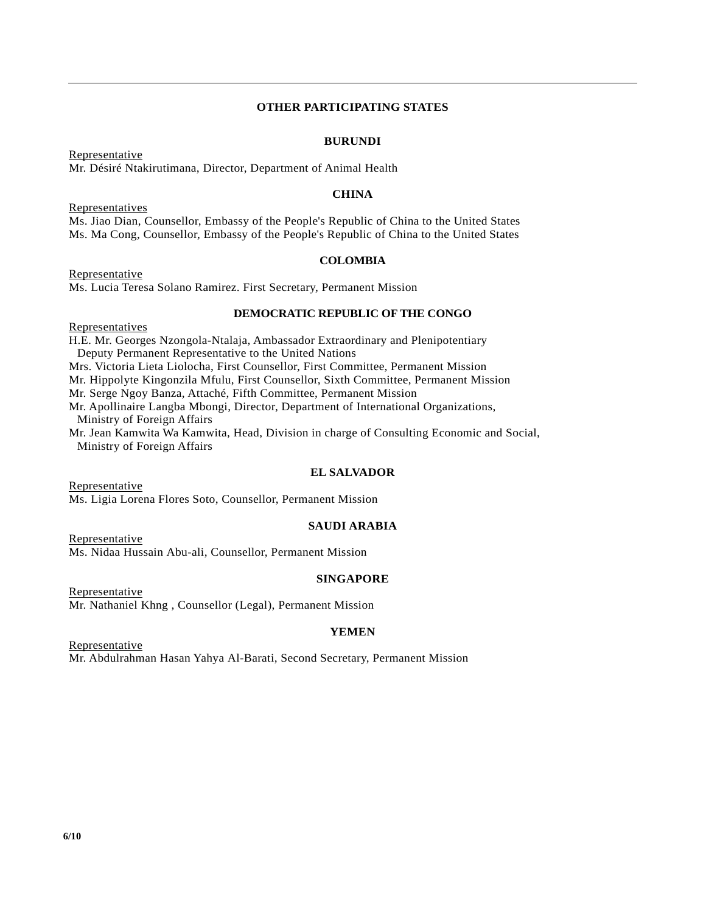## OTHER PARTICIPATING STATES

### BURUNDI

Representative

Mr. Désiré Ntakirutimana, Director, Department of Animal Health

### CHINA

Representatives

Ms. Jiao Dian, Counsellor, Embassy of the People's Republic of China to the United States

Ms. Ma Cong, Counsellor, Embassy of the People's Republic of China to the United States

### COLOMBIA

Representative

Ms. Lucia Teresa Solano Ramirez. First Secretary, Permanent Mission

### DEMOCRATIC REPUBLIC OF THE CONGO

Representatives

H.E. Mr. Georges Nzongola-Ntalaja, Ambassador Extraordinary and Plenipotentiary Deputy Permanent Representative to the United Nations

Mrs. Victoria Lieta Liolocha, First Counsellor, First Committee, Permanent Mission

Mr. Hippolyte Kingonzila Mfulu, First Counsellor, Sixth Committee, Permanent Mission

Mr. Serge Ngoy Banza, Attaché, Fifth Committee, Permanent Mission

Mr. Apollinaire Langba Mbongi, Director, Department of International Organizations, Ministry of Foreign Affairs

Mr. Jean Kamwita Wa Kamwita, Head, Division in charge of Consulting Economic and Social, Ministry of Foreign Affairs

### EL SALVADOR

Representative

Ms. Ligia Lorena Flores Soto, Counsellor, Permanent Mission

### SAUDI ARABIA

Representative

Ms. Nidaa Hussain Abu-ali, Counsellor, Permanent Mission

### SINGAPORE

Representative

Mr. Nathaniel Khng , Counsellor (Legal), Permanent Mission

### YEMEN

Representative

Mr. Abdulrahman Hasan Yahya Al-Barati, Second Secretary, Permanent Mission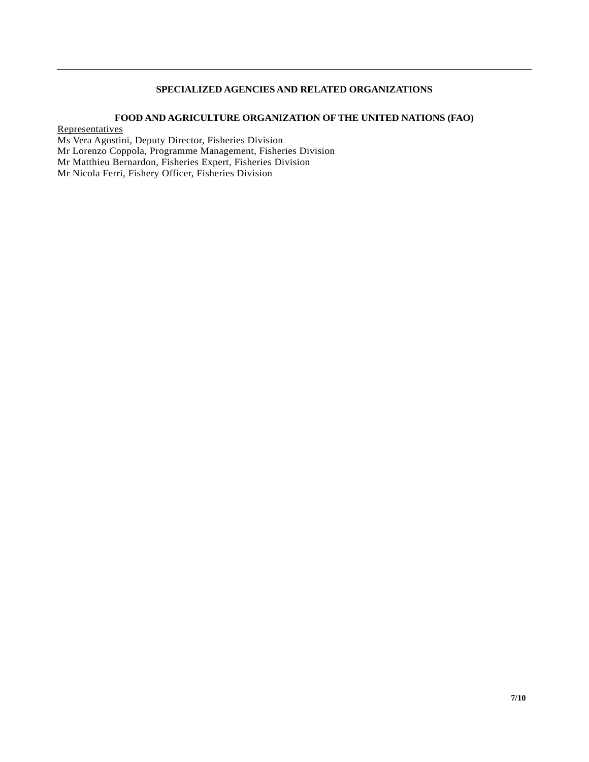## SPECIALIZED AGENCIES AND RELATED ORGANIZATIONS

### FOOD AND AGRICULTURE ORGANIZATION OF THE UNITED NATIONS (FAO)

<u>Representatives</u>
Ms Vera Agostini, Deputy Director, Fisheries Division
Mr Lorenzo Coppola, Programme Management, Fisheries Division
Mr Matthieu Bernardon, Fisheries Expert, Fisheries Division
Mr Nicola Ferri, Fishery Officer, Fisheries Division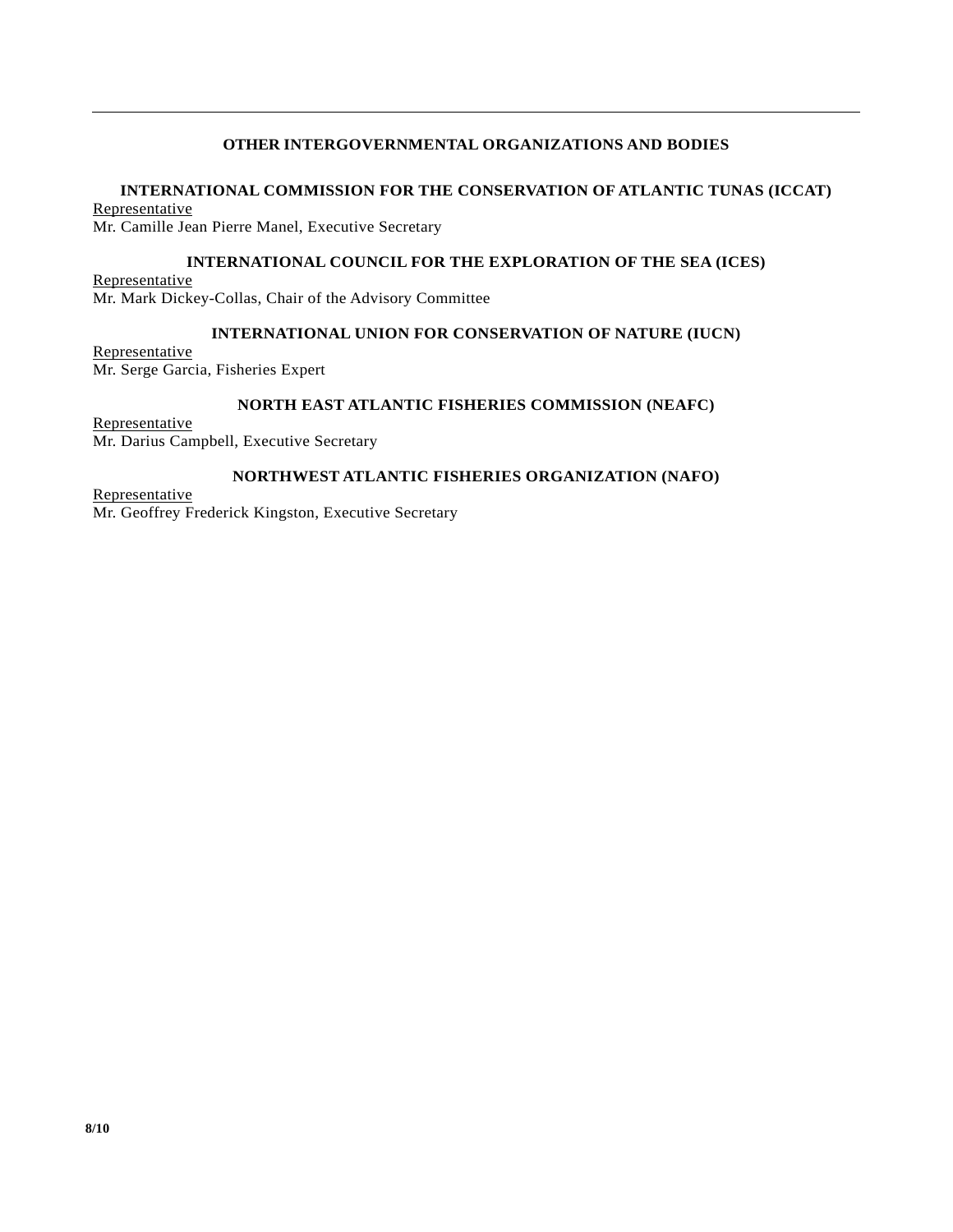## OTHER INTERGOVERNMENTAL ORGANIZATIONS AND BODIES

### INTERNATIONAL COMMISSION FOR THE CONSERVATION OF ATLANTIC TUNAS (ICCAT)

Representative
Mr. Camille Jean Pierre Manel, Executive Secretary

### INTERNATIONAL COUNCIL FOR THE EXPLORATION OF THE SEA (ICES)

Representative
Mr. Mark Dickey-Collas, Chair of the Advisory Committee

### INTERNATIONAL UNION FOR CONSERVATION OF NATURE (IUCN)

Representative
Mr. Serge Garcia, Fisheries Expert

### NORTH EAST ATLANTIC FISHERIES COMMISSION (NEAFC)

Representative
Mr. Darius Campbell, Executive Secretary

### NORTHWEST ATLANTIC FISHERIES ORGANIZATION (NAFO)

Representative
Mr. Geoffrey Frederick Kingston, Executive Secretary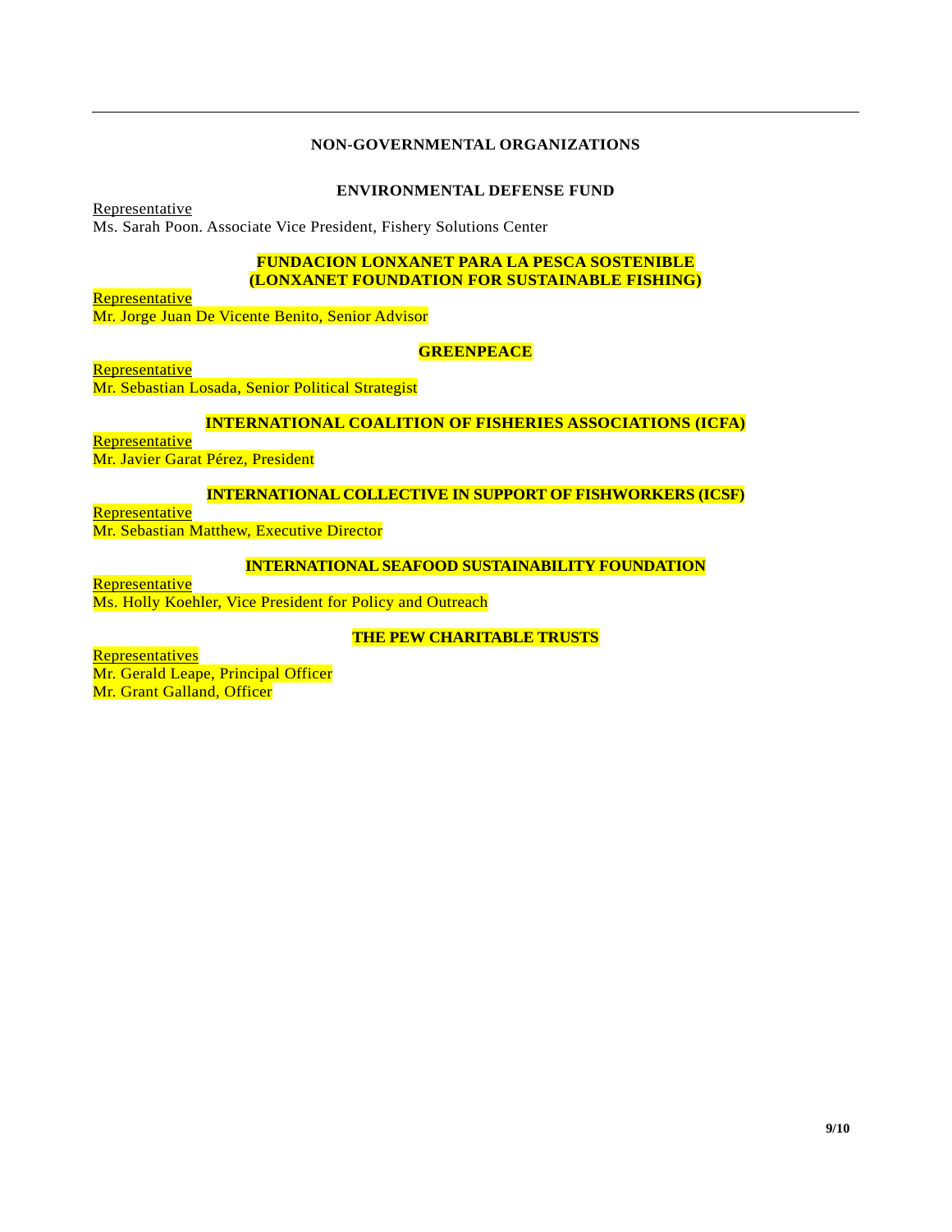## NON-GOVERNMENTAL ORGANIZATIONS

### ENVIRONMENTAL DEFENSE FUND

Representative
Ms. Sarah Poon. Associate Vice President, Fishery Solutions Center

### FUNDACION LONXANET PARA LA PESCA SOSTENIBLE (LONXANET FOUNDATION FOR SUSTAINABLE FISHING)

Representative
Mr. Jorge Juan De Vicente Benito, Senior Advisor

### GREENPEACE

Representative
Mr. Sebastian Losada, Senior Political Strategist

### INTERNATIONAL COALITION OF FISHERIES ASSOCIATIONS (ICFA)

Representative
Mr. Javier Garat Pérez, President

### INTERNATIONAL COLLECTIVE IN SUPPORT OF FISHWORKERS (ICSF)

Representative
Mr. Sebastian Matthew, Executive Director

### INTERNATIONAL SEAFOOD SUSTAINABILITY FOUNDATION

Representative
Ms. Holly Koehler, Vice President for Policy and Outreach

### THE PEW CHARITABLE TRUSTS

Representatives
Mr. Gerald Leape, Principal Officer
Mr. Grant Galland, Officer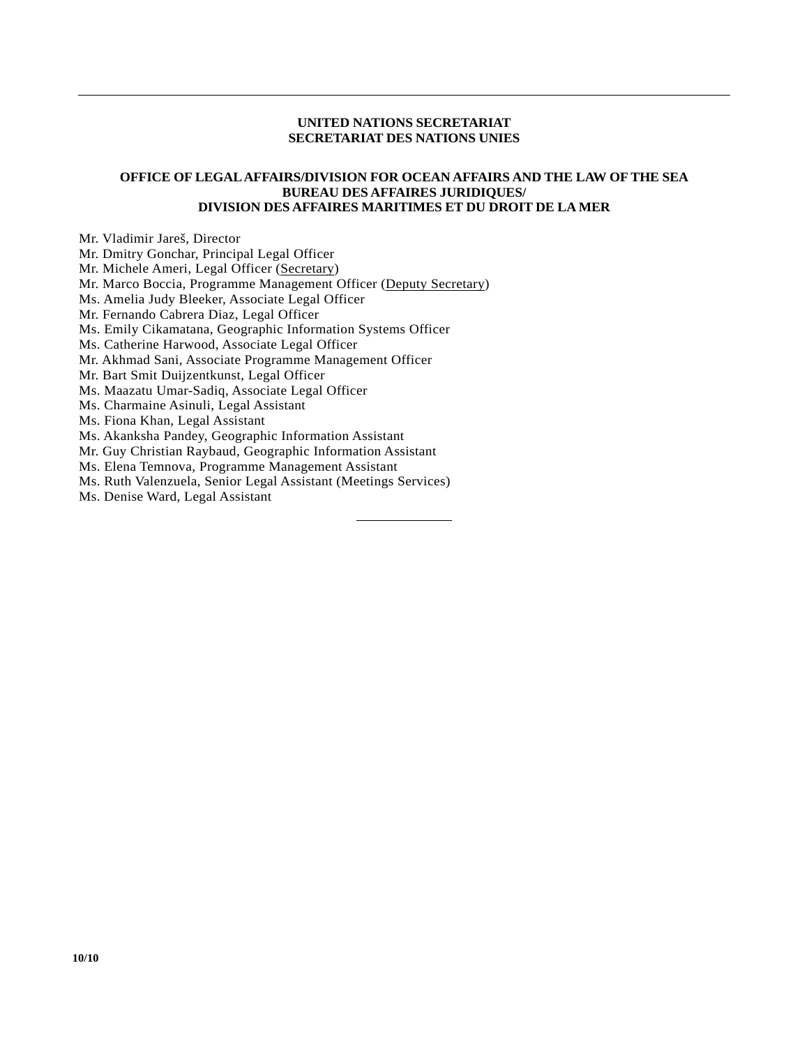**UNITED NATIONS SECRETARIAT**
**SECRETARIAT DES NATIONS UNIES**

**OFFICE OF LEGAL AFFAIRS/DIVISION FOR OCEAN AFFAIRS AND THE LAW OF THE SEA**
**BUREAU DES AFFAIRES JURIDIQUES/**
**DIVISION DES AFFAIRES MARITIMES ET DU DROIT DE LA MER**

Mr. Vladimir Jareš, Director
Mr. Dmitry Gonchar, Principal Legal Officer
Mr. Michele Ameri, Legal Officer (Secretary)
Mr. Marco Boccia, Programme Management Officer (Deputy Secretary)
Ms. Amelia Judy Bleeker, Associate Legal Officer
Mr. Fernando Cabrera Diaz, Legal Officer
Ms. Emily Cikamatana, Geographic Information Systems Officer
Ms. Catherine Harwood, Associate Legal Officer
Mr. Akhmad Sani, Associate Programme Management Officer
Mr. Bart Smit Duijzentkunst, Legal Officer
Ms. Maazatu Umar-Sadiq, Associate Legal Officer
Ms. Charmaine Asinuli, Legal Assistant
Ms. Fiona Khan, Legal Assistant
Ms. Akanksha Pandey, Geographic Information Assistant
Mr. Guy Christian Raybaud, Geographic Information Assistant
Ms. Elena Temnova, Programme Management Assistant
Ms. Ruth Valenzuela, Senior Legal Assistant (Meetings Services)
Ms. Denise Ward, Legal Assistant